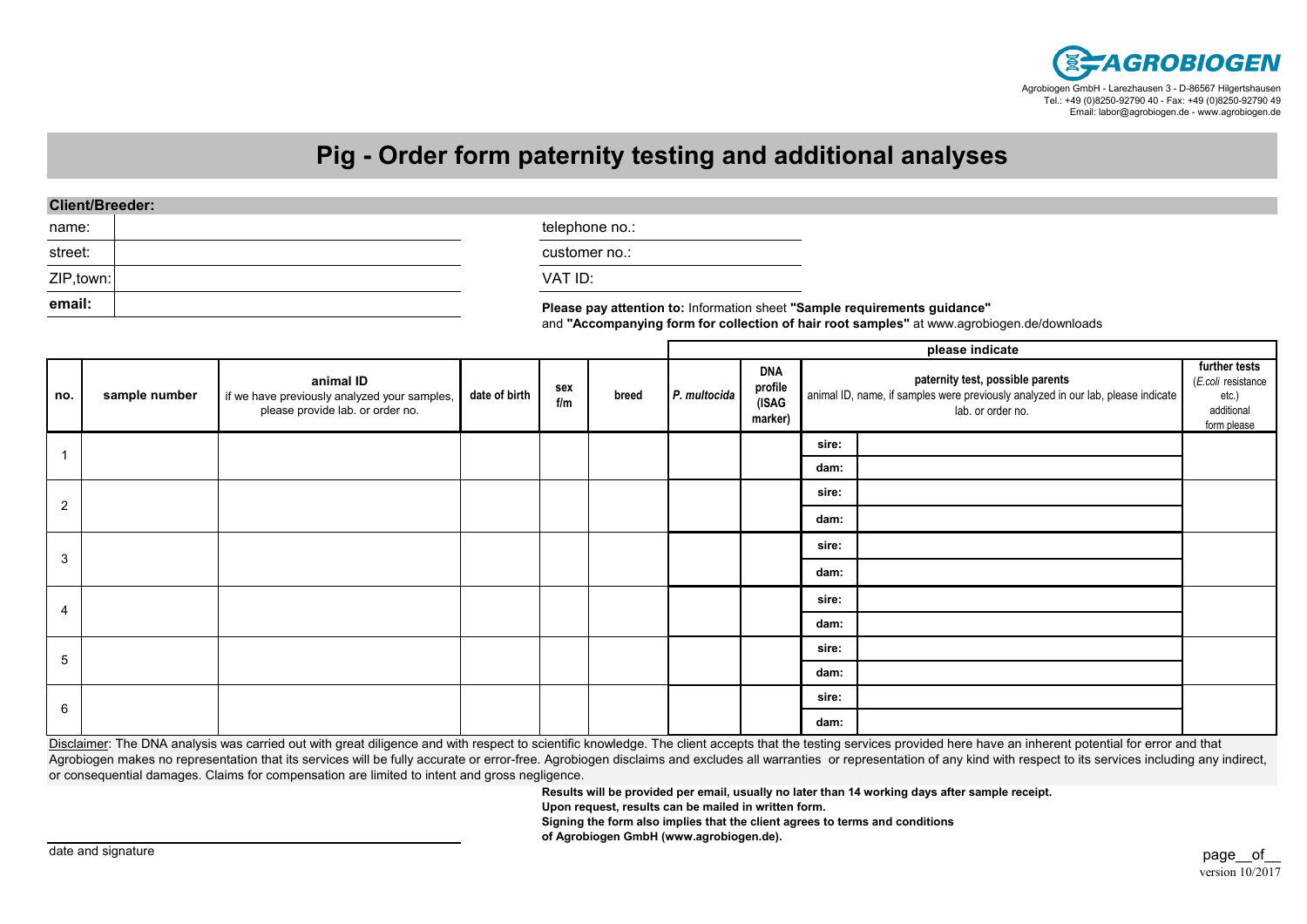AGROBIOGEN

Agrobiogen GmbH - Larezhausen 3 - D-86567 Hilgertshausen
Tel.: +49 (0)8250-92790 40 - Fax: +49 (0)8250-92790 49
Email: labor@agrobiogen.de - www.agrobiogen.de

# Pig - Order form paternity testing and additional analyses

**Client/Breeder:**

| | | | |
|---|---|---|---|
| name: | | telephone no.: | |
| street: | | customer no.: | |
| ZIP,town: | | VAT ID: | |
| **email:** | | | |

**Please pay attention to:** Information sheet **"Sample requirements guidance"** and **"Accompanying form for collection of hair root samples"** at www.agrobiogen.de/downloads

| | | | | | | please indicate | | | | |
|---|---|---|---|---|---|---|---|---|---|---|
| **no.** | **sample number** | **animal ID** if we have previously analyzed your samples, please provide lab. or order no. | **date of birth** | **sex f/m** | **breed** | ***P. multocida*** | **DNA profile (ISAG marker)** | **paternity test, possible parents** animal ID, name, if samples were previously analyzed in our lab, please indicate lab. or order no. | | **further tests** (*E.coli* resistance etc.) additional form please |
| 1 | | | | | | | | **sire:** | | |
| | | | | | | | | **dam:** | | |
| 2 | | | | | | | | **sire:** | | |
| | | | | | | | | **dam:** | | |
| 3 | | | | | | | | **sire:** | | |
| | | | | | | | | **dam:** | | |
| 4 | | | | | | | | **sire:** | | |
| | | | | | | | | **dam:** | | |
| 5 | | | | | | | | **sire:** | | |
| | | | | | | | | **dam:** | | |
| 6 | | | | | | | | **sire:** | | |
| | | | | | | | | **dam:** | | |

Disclaimer: The DNA analysis was carried out with great diligence and with respect to scientific knowledge. The client accepts that the testing services provided here have an inherent potential for error and that Agrobiogen makes no representation that its services will be fully accurate or error-free. Agrobiogen disclaims and excludes all warranties or representation of any kind with respect to its services including any indirect, or consequential damages. Claims for compensation are limited to intent and gross negligence.

**Results will be provided per email, usually no later than 14 working days after sample receipt.**
**Upon request, results can be mailed in written form.**
**Signing the form also implies that the client agrees to terms and conditions of Agrobiogen GmbH (www.agrobiogen.de).**

date and signature

page__of__

version 10/2017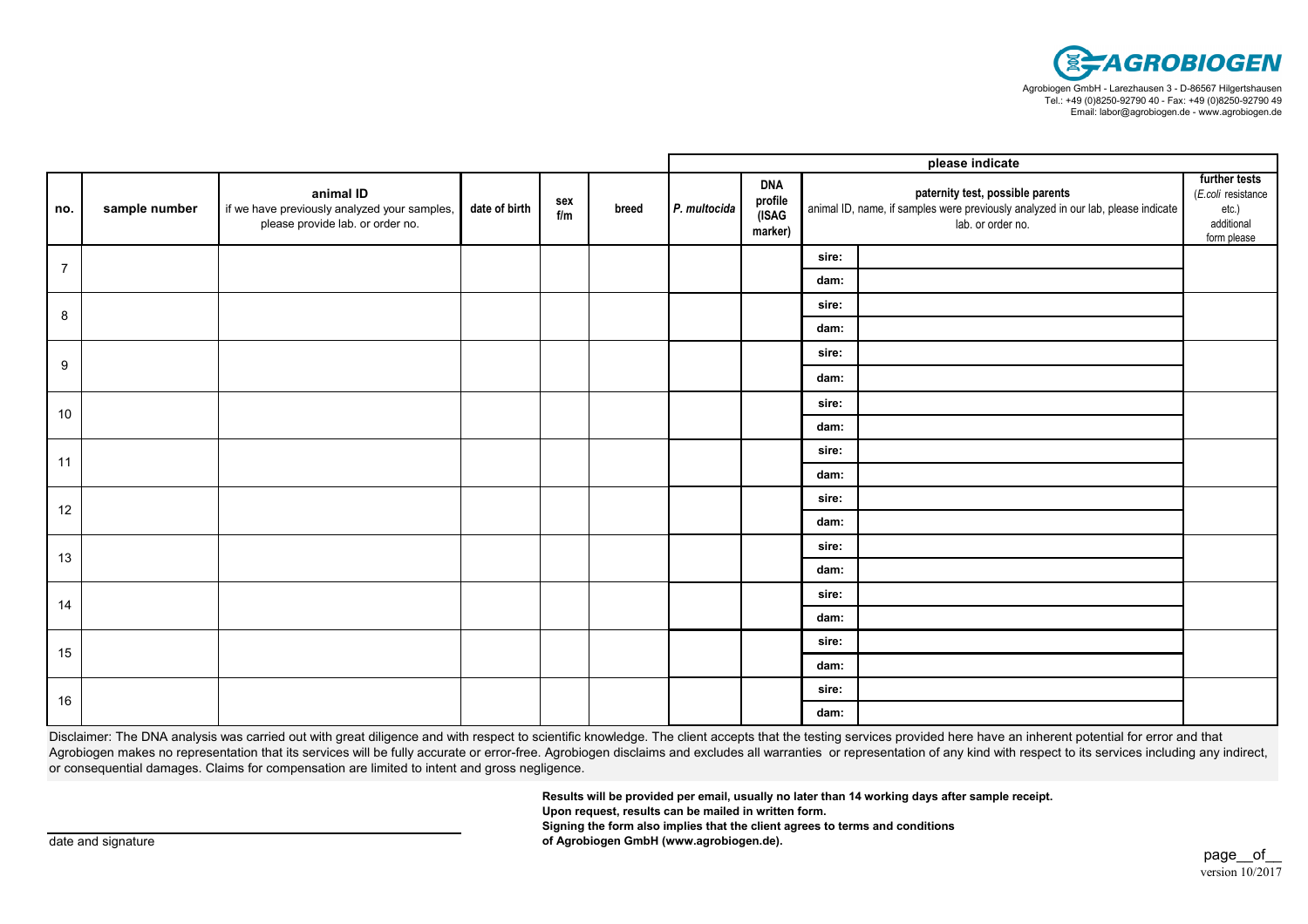**AGROBIOGEN**

Agrobiogen GmbH - Larezhausen 3 - D-86567 Hilgertshausen
Tel.: +49 (0)8250-92790 40 - Fax: +49 (0)8250-92790 49
Email: labor@agrobiogen.de - www.agrobiogen.de

| | | | | | | please indicate | | | | |
|---|---|---|---|---|---|---|---|---|---|---|
| **no.** | **sample number** | **animal ID** if we have previously analyzed your samples, please provide lab. or order no. | **date of birth** | **sex f/m** | **breed** | ***P. multocida*** | **DNA profile (ISAG marker)** | **paternity test, possible parents** animal ID, name, if samples were previously analyzed in our lab, please indicate lab. or order no. | | **further tests** (*E.coli* resistance etc.) additional form please |
| 7 | | | | | | | | **sire:** | | |
| | | | | | | | | **dam:** | | |
| 8 | | | | | | | | **sire:** | | |
| | | | | | | | | **dam:** | | |
| 9 | | | | | | | | **sire:** | | |
| | | | | | | | | **dam:** | | |
| 10 | | | | | | | | **sire:** | | |
| | | | | | | | | **dam:** | | |
| 11 | | | | | | | | **sire:** | | |
| | | | | | | | | **dam:** | | |
| 12 | | | | | | | | **sire:** | | |
| | | | | | | | | **dam:** | | |
| 13 | | | | | | | | **sire:** | | |
| | | | | | | | | **dam:** | | |
| 14 | | | | | | | | **sire:** | | |
| | | | | | | | | **dam:** | | |
| 15 | | | | | | | | **sire:** | | |
| | | | | | | | | **dam:** | | |
| 16 | | | | | | | | **sire:** | | |
| | | | | | | | | **dam:** | | |

Disclaimer: The DNA analysis was carried out with great diligence and with respect to scientific knowledge. The client accepts that the testing services provided here have an inherent potential for error and that Agrobiogen makes no representation that its services will be fully accurate or error-free. Agrobiogen disclaims and excludes all warranties or representation of any kind with respect to its services including any indirect, or consequential damages. Claims for compensation are limited to intent and gross negligence.

**Results will be provided per email, usually no later than 14 working days after sample receipt.**
**Upon request, results can be mailed in written form.**
**Signing the form also implies that the client agrees to terms and conditions of Agrobiogen GmbH (www.agrobiogen.de).**

date and signature

page\_\_of\_\_

version 10/2017